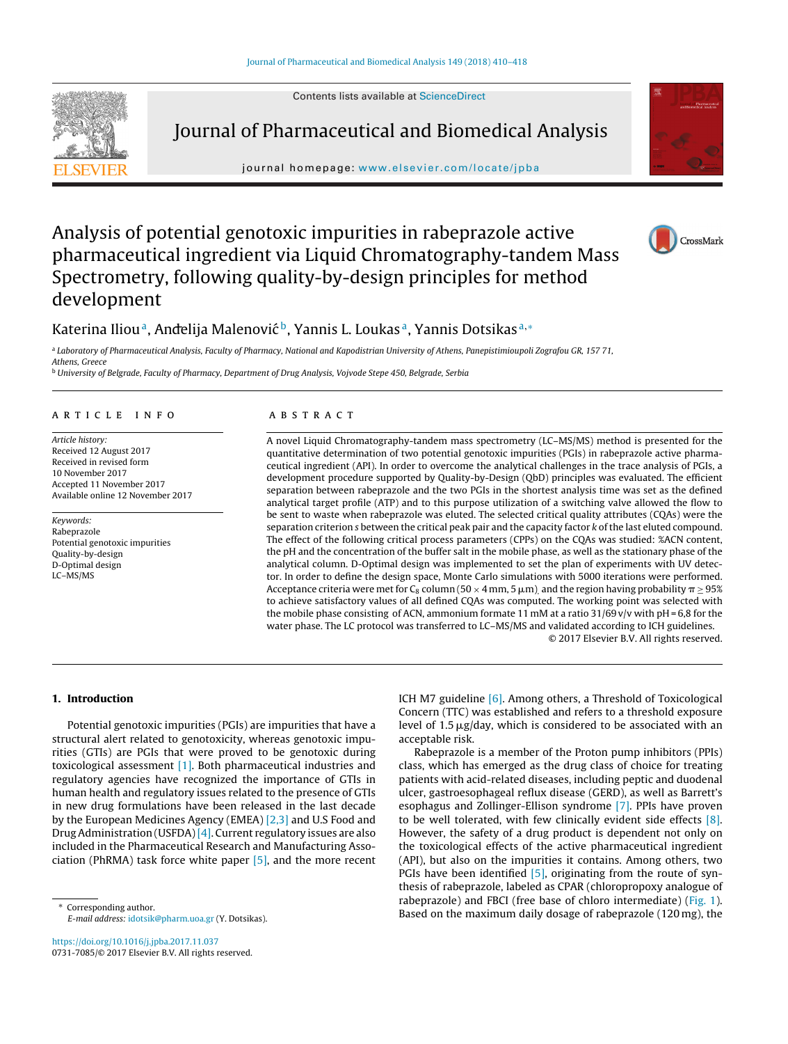# Analysis of potential genotoxic impurities in rabeprazole active pharmaceutical ingredient via Liquid Chromatography-tandem Mass Spectrometry, following quality-by-design principles for method development

Katerina Iliou[a], Anđelija Malenović[b], Yannis L. Loukas[a], Yannis Dotsikas[a,*]

[a] Laboratory of Pharmaceutical Analysis, Faculty of Pharmacy, National and Kapodistrian University of Athens, Panepistimioupoli Zografou GR, 157 71, Athens, Greece

[b] University of Belgrade, Faculty of Pharmacy, Department of Drug Analysis, Vojvode Stepe 450, Belgrade, Serbia

## ARTICLE INFO

*Article history:*
Received 12 August 2017
Received in revised form 10 November 2017
Accepted 11 November 2017
Available online 12 November 2017

*Keywords:*
Rabeprazole
Potential genotoxic impurities
Quality-by-design
D-Optimal design
LC–MS/MS

## ABSTRACT

A novel Liquid Chromatography-tandem mass spectrometry (LC–MS/MS) method is presented for the quantitative determination of two potential genotoxic impurities (PGIs) in rabeprazole active pharmaceutical ingredient (API). In order to overcome the analytical challenges in the trace analysis of PGIs, a development procedure supported by Quality-by-Design (QbD) principles was evaluated. The efficient separation between rabeprazole and the two PGIs in the shortest analysis time was set as the defined analytical target profile (ATP) and to this purpose utilization of a switching valve allowed the flow to be sent to waste when rabeprazole was eluted. The selected critical quality attributes (CQAs) were the separation criterion *s* between the critical peak pair and the capacity factor *k* of the last eluted compound. The effect of the following critical process parameters (CPPs) on the CQAs was studied: %ACN content, the pH and the concentration of the buffer salt in the mobile phase, as well as the stationary phase of the analytical column. D-Optimal design was implemented to set the plan of experiments with UV detector. In order to define the design space, Monte Carlo simulations with 5000 iterations were performed. Acceptance criteria were met for $C_8$ column (50 × 4 mm, 5 μm) and the region having probability $\pi \geq 95\%$ to achieve satisfactory values of all defined CQAs was computed. The working point was selected with the mobile phase consisting of ACN, ammonium formate 11 mM at a ratio 31/69 v/v with pH = 6,8 for the water phase. The LC protocol was transferred to LC–MS/MS and validated according to ICH guidelines.

© 2017 Elsevier B.V. All rights reserved.

## 1. Introduction

Potential genotoxic impurities (PGIs) are impurities that have a structural alert related to genotoxicity, whereas genotoxic impurities (GTIs) are PGIs that were proved to be genotoxic during toxicological assessment [1]. Both pharmaceutical industries and regulatory agencies have recognized the importance of GTIs in human health and regulatory issues related to the presence of GTIs in new drug formulations have been released in the last decade by the European Medicines Agency (EMEA) [2,3] and U.S Food and Drug Administration (USFDA) [4]. Current regulatory issues are also included in the Pharmaceutical Research and Manufacturing Association (PhRMA) task force white paper [5], and the more recent ICH M7 guideline [6]. Among others, a Threshold of Toxicological Concern (TTC) was established and refers to a threshold exposure level of 1.5 μg/day, which is considered to be associated with an acceptable risk.

Rabeprazole is a member of the Proton pump inhibitors (PPIs) class, which has emerged as the drug class of choice for treating patients with acid-related diseases, including peptic and duodenal ulcer, gastroesophageal reflux disease (GERD), as well as Barrett's esophagus and Zollinger-Ellison syndrome [7]. PPIs have proven to be well tolerated, with few clinically evident side effects [8]. However, the safety of a drug product is dependent not only on the toxicological effects of the active pharmaceutical ingredient (API), but also on the impurities it contains. Among others, two PGIs have been identified [5], originating from the route of synthesis of rabeprazole, labeled as CPAR (chloropropoxy analogue of rabeprazole) and FBCI (free base of chloro intermediate) (Fig. 1). Based on the maximum daily dosage of rabeprazole (120 mg), the

---

\* Corresponding author.
*E-mail address:* idotsik@pharm.uoa.gr (Y. Dotsikas).

https://doi.org/10.1016/j.jpba.2017.11.037
0731-7085/© 2017 Elsevier B.V. All rights reserved.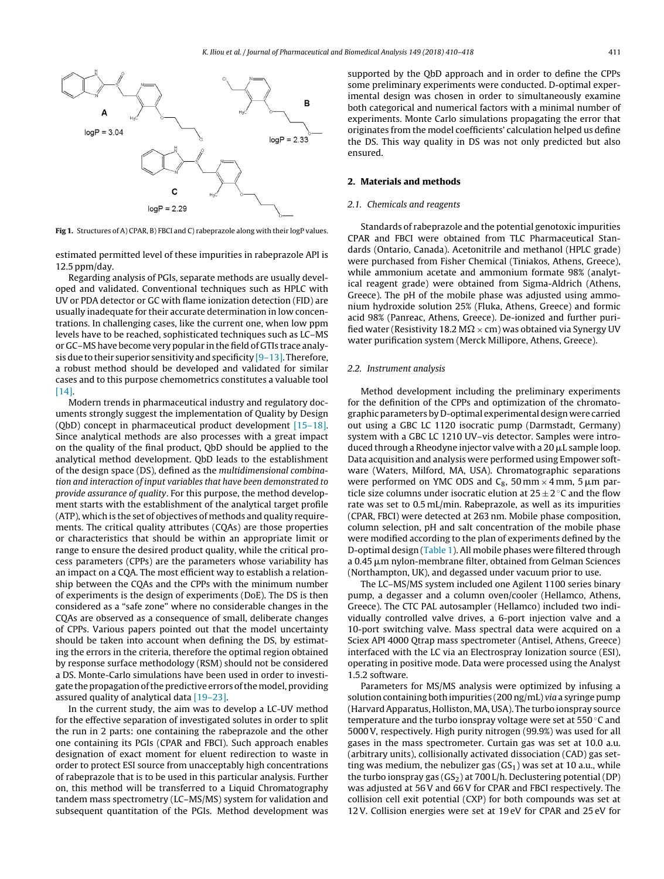A

logP = 3.04

B

logP = 2.33

C

logP = 2.29

**Fig 1.** Structures of A) CPAR, B) FBCI and C) rabeprazole along with their logP values.

estimated permitted level of these impurities in rabeprazole API is 12.5 ppm/day.

Regarding analysis of PGIs, separate methods are usually developed and validated. Conventional techniques such as HPLC with UV or PDA detector or GC with flame ionization detection (FID) are usually inadequate for their accurate determination in low concentrations. In challenging cases, like the current one, when low ppm levels have to be reached, sophisticated techniques such as LC–MS or GC–MS have become very popular in the field of GTIs trace analysis due to their superior sensitivity and specificity [9–13]. Therefore, a robust method should be developed and validated for similar cases and to this purpose chemometrics constitutes a valuable tool [14].

Modern trends in pharmaceutical industry and regulatory documents strongly suggest the implementation of Quality by Design (QbD) concept in pharmaceutical product development [15–18]. Since analytical methods are also processes with a great impact on the quality of the final product, QbD should be applied to the analytical method development. QbD leads to the establishment of the design space (DS), defined as the *multidimensional combination and interaction of input variables that have been demonstrated to provide assurance of quality*. For this purpose, the method development starts with the establishment of the analytical target profile (ATP), which is the set of objectives of methods and quality requirements. The critical quality attributes (CQAs) are those properties or characteristics that should be within an appropriate limit or range to ensure the desired product quality, while the critical process parameters (CPPs) are the parameters whose variability has an impact on a CQA. The most efficient way to establish a relationship between the CQAs and the CPPs with the minimum number of experiments is the design of experiments (DoE). The DS is then considered as a "safe zone" where no considerable changes in the CQAs are observed as a consequence of small, deliberate changes of CPPs. Various papers pointed out that the model uncertainty should be taken into account when defining the DS, by estimating the errors in the criteria, therefore the optimal region obtained by response surface methodology (RSM) should not be considered a DS. Monte-Carlo simulations have been used in order to investigate the propagation of the predictive errors of the model, providing assured quality of analytical data [19–23].

In the current study, the aim was to develop a LC-UV method for the effective separation of investigated solutes in order to split the run in 2 parts: one containing the rabeprazole and the other one containing its PGIs (CPAR and FBCI). Such approach enables designation of exact moment for eluent redirection to waste in order to protect ESI source from unacceptably high concentrations of rabeprazole that is to be used in this particular analysis. Further on, this method will be transferred to a Liquid Chromatography tandem mass spectrometry (LC–MS/MS) system for validation and subsequent quantitation of the PGIs. Method development was supported by the QbD approach and in order to define the CPPs some preliminary experiments were conducted. D-optimal experimental design was chosen in order to simultaneously examine both categorical and numerical factors with a minimal number of experiments. Monte Carlo simulations propagating the error that originates from the model coefficients' calculation helped us define the DS. This way quality in DS was not only predicted but also ensured.

## 2. Materials and methods

### 2.1. Chemicals and reagents

Standards of rabeprazole and the potential genotoxic impurities CPAR and FBCI were obtained from TLC Pharmaceutical Standards (Ontario, Canada). Acetonitrile and methanol (HPLC grade) were purchased from Fisher Chemical (Tiniakos, Athens, Greece), while ammonium acetate and ammonium formate 98% (analytical reagent grade) were obtained from Sigma-Aldrich (Athens, Greece). The pH of the mobile phase was adjusted using ammonium hydroxide solution 25% (Fluka, Athens, Greece) and formic acid 98% (Panreac, Athens, Greece). De-ionized and further purified water (Resistivity 18.2 M$\Omega \times$ cm) was obtained via Synergy UV water purification system (Merck Millipore, Athens, Greece).

### 2.2. Instrument analysis

Method development including the preliminary experiments for the definition of the CPPs and optimization of the chromatographic parameters by D-optimal experimental design were carried out using a GBC LC 1120 isocratic pump (Darmstadt, Germany) system with a GBC LC 1210 UV–vis detector. Samples were introduced through a Rheodyne injector valve with a 20 $\mu$L sample loop. Data acquisition and analysis were performed using Empower software (Waters, Milford, MA, USA). Chromatographic separations were performed on YMC ODS and $C_8$, 50 mm $\times$ 4 mm, 5 $\mu$m particle size columns under isocratic elution at 25 $\pm$ 2 °C and the flow rate was set to 0.5 mL/min. Rabeprazole, as well as its impurities (CPAR, FBCI) were detected at 263 nm. Mobile phase composition, column selection, pH and salt concentration of the mobile phase were modified according to the plan of experiments defined by the D-optimal design (Table 1). All mobile phases were filtered through a 0.45 $\mu$m nylon-membrane filter, obtained from Gelman Sciences (Northampton, UK), and degassed under vacuum prior to use.

The LC–MS/MS system included one Agilent 1100 series binary pump, a degasser and a column oven/cooler (Hellamco, Athens, Greece). The CTC PAL autosampler (Hellamco) included two individually controlled valve drives, a 6-port injection valve and a 10-port switching valve. Mass spectral data were acquired on a Sciex API 4000 Qtrap mass spectrometer (Antisel, Athens, Greece) interfaced with the LC via an Electrospray Ionization source (ESI), operating in positive mode. Data were processed using the Analyst 1.5.2 software.

Parameters for MS/MS analysis were optimized by infusing a solution containing both impurities (200 ng/mL) *via* a syringe pump (Harvard Apparatus, Holliston, MA, USA). The turbo ionspray source temperature and the turbo ionspray voltage were set at 550 °C and 5000 V, respectively. High purity nitrogen (99.9%) was used for all gases in the mass spectrometer. Curtain gas was set at 10.0 a.u. (arbitrary units), collisionally activated dissociation (CAD) gas setting was medium, the nebulizer gas ($GS_1$) was set at 10 a.u., while the turbo ionspray gas ($GS_2$) at 700 L/h. Declustering potential (DP) was adjusted at 56 V and 66 V for CPAR and FBCI respectively. The collision cell exit potential (CXP) for both compounds was set at 12 V. Collision energies were set at 19 eV for CPAR and 25 eV for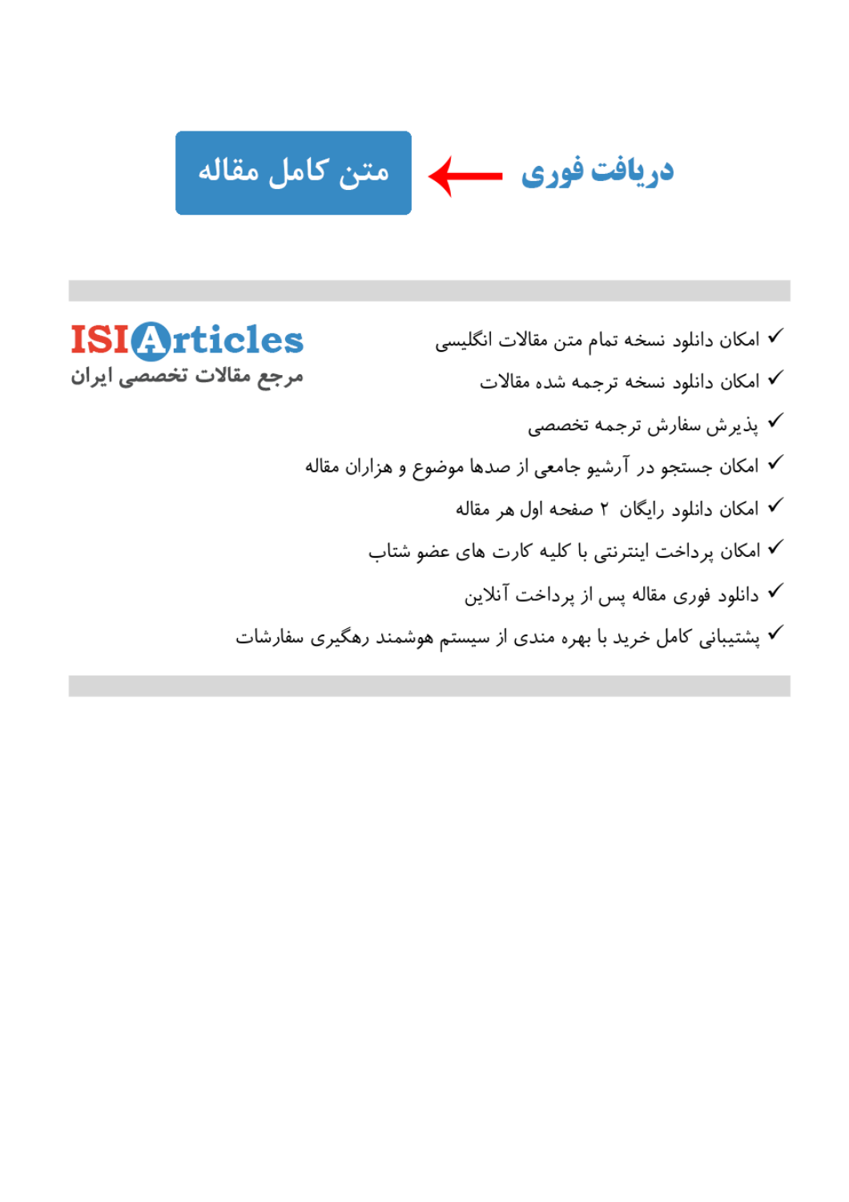دریافت فوری ← متن کامل مقاله

**ISIArticles**
مرجع مقالات تخصصی ایران

- ✓ امکان دانلود نسخه تمام متن مقالات انگلیسی
- ✓ امکان دانلود نسخه ترجمه شده مقالات
- ✓ پذیرش سفارش ترجمه تخصصی
- ✓ امکان جستجو در آرشیو جامعی از صدها موضوع و هزاران مقاله
- ✓ امکان دانلود رایگان ۲ صفحه اول هر مقاله
- ✓ امکان پرداخت اینترنتی با کلیه کارت های عضو شتاب
- ✓ دانلود فوری مقاله پس از پرداخت آنلاین
- ✓ پشتیبانی کامل خرید با بهره مندی از سیستم هوشمند رهگیری سفارشات